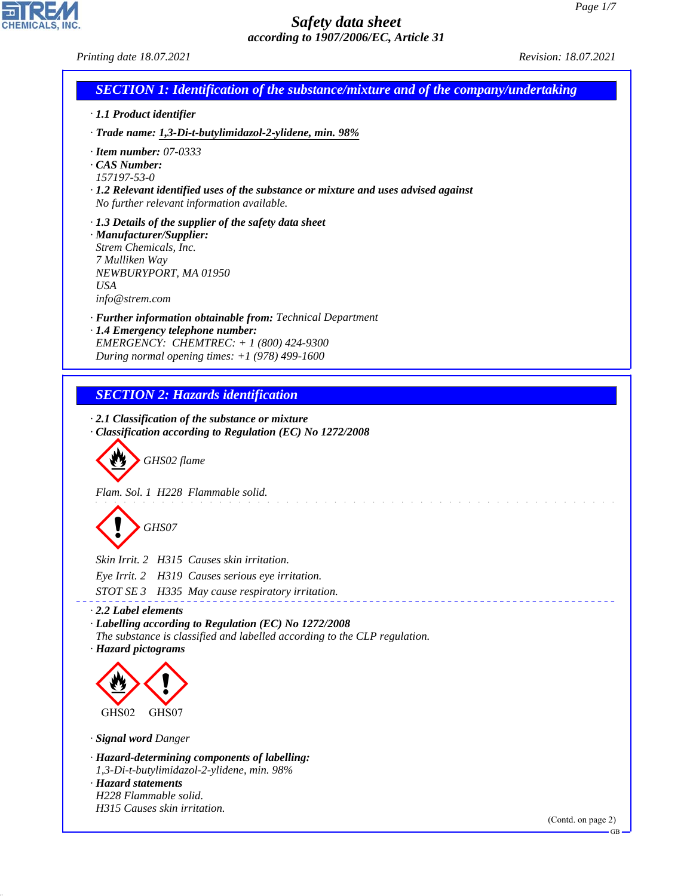# Safety data sheet

*according to 1907/2006/EC, Article 31*

*Printing date 18.07.2021* *Revision: 18.07.2021*

## SECTION 1: Identification of the substance/mixture and of the company/undertaking

· **1.1 Product identifier**

· **Trade name: 1,3-Di-t-butylimidazol-2-ylidene, min. 98%**

· **Item number:** 07-0333
· **CAS Number:**
157197-53-0
· **1.2 Relevant identified uses of the substance or mixture and uses advised against**
No further relevant information available.

· **1.3 Details of the supplier of the safety data sheet**
· **Manufacturer/Supplier:**
Strem Chemicals, Inc.
7 Mulliken Way
NEWBURYPORT, MA 01950
USA
info@strem.com

· **Further information obtainable from:** Technical Department
· **1.4 Emergency telephone number:**
EMERGENCY: CHEMTREC: + 1 (800) 424-9300
During normal opening times: +1 (978) 499-1600

## SECTION 2: Hazards identification

· **2.1 Classification of the substance or mixture**
· **Classification according to Regulation (EC) No 1272/2008**

GHS02 flame

Flam. Sol. 1 H228 Flammable solid.

GHS07

Skin Irrit. 2 H315 Causes skin irritation.

Eye Irrit. 2 H319 Causes serious eye irritation.

STOT SE 3 H335 May cause respiratory irritation.

· **2.2 Label elements**
· **Labelling according to Regulation (EC) No 1272/2008**
The substance is classified and labelled according to the CLP regulation.
· **Hazard pictograms**

GHS02 GHS07

· **Signal word** Danger

· **Hazard-determining components of labelling:**
1,3-Di-t-butylimidazol-2-ylidene, min. 98%
· **Hazard statements**
H228 Flammable solid.
H315 Causes skin irritation.

(Contd. on page 2)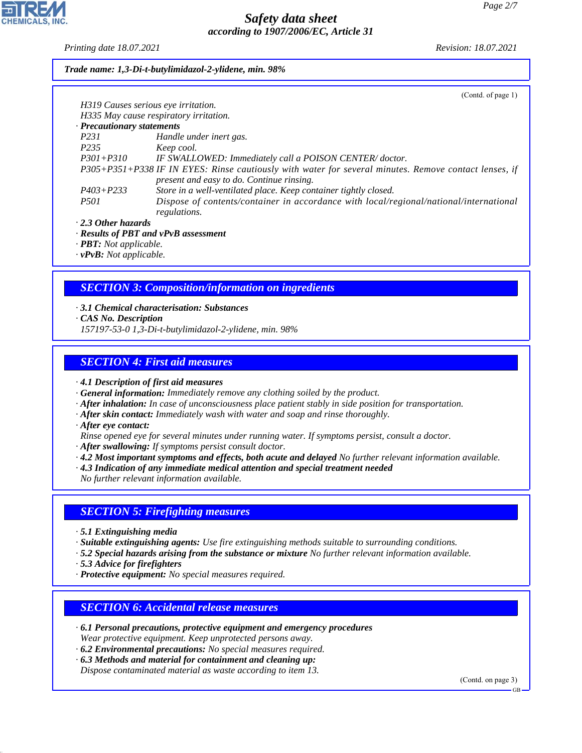**Trade name: 1,3-Di-t-butylimidazol-2-ylidene, min. 98%**

(Contd. of page 1)

H319 Causes serious eye irritation.
H335 May cause respiratory irritation.

· **Precautionary statements**

| | |
|---|---|
| P231 | Handle under inert gas. |
| P235 | Keep cool. |
| P301+P310 | IF SWALLOWED: Immediately call a POISON CENTER/ doctor. |
| P305+P351+P338 | IF IN EYES: Rinse cautiously with water for several minutes. Remove contact lenses, if present and easy to do. Continue rinsing. |
| P403+P233 | Store in a well-ventilated place. Keep container tightly closed. |
| P501 | Dispose of contents/container in accordance with local/regional/national/international regulations. |

· **2.3 Other hazards**
· **Results of PBT and vPvB assessment**
· **PBT:** Not applicable.
· **vPvB:** Not applicable.

## SECTION 3: Composition/information on ingredients

· **3.1 Chemical characterisation: Substances**
· **CAS No. Description**
157197-53-0 1,3-Di-t-butylimidazol-2-ylidene, min. 98%

## SECTION 4: First aid measures

· **4.1 Description of first aid measures**
· **General information:** Immediately remove any clothing soiled by the product.
· **After inhalation:** In case of unconsciousness place patient stably in side position for transportation.
· **After skin contact:** Immediately wash with water and soap and rinse thoroughly.
· **After eye contact:**
Rinse opened eye for several minutes under running water. If symptoms persist, consult a doctor.
· **After swallowing:** If symptoms persist consult doctor.
· **4.2 Most important symptoms and effects, both acute and delayed** No further relevant information available.
· **4.3 Indication of any immediate medical attention and special treatment needed**
No further relevant information available.

## SECTION 5: Firefighting measures

· **5.1 Extinguishing media**
· **Suitable extinguishing agents:** Use fire extinguishing methods suitable to surrounding conditions.
· **5.2 Special hazards arising from the substance or mixture** No further relevant information available.
· **5.3 Advice for firefighters**
· **Protective equipment:** No special measures required.

## SECTION 6: Accidental release measures

· **6.1 Personal precautions, protective equipment and emergency procedures**
Wear protective equipment. Keep unprotected persons away.
· **6.2 Environmental precautions:** No special measures required.
· **6.3 Methods and material for containment and cleaning up:**
Dispose contaminated material as waste according to item 13.

(Contd. on page 3)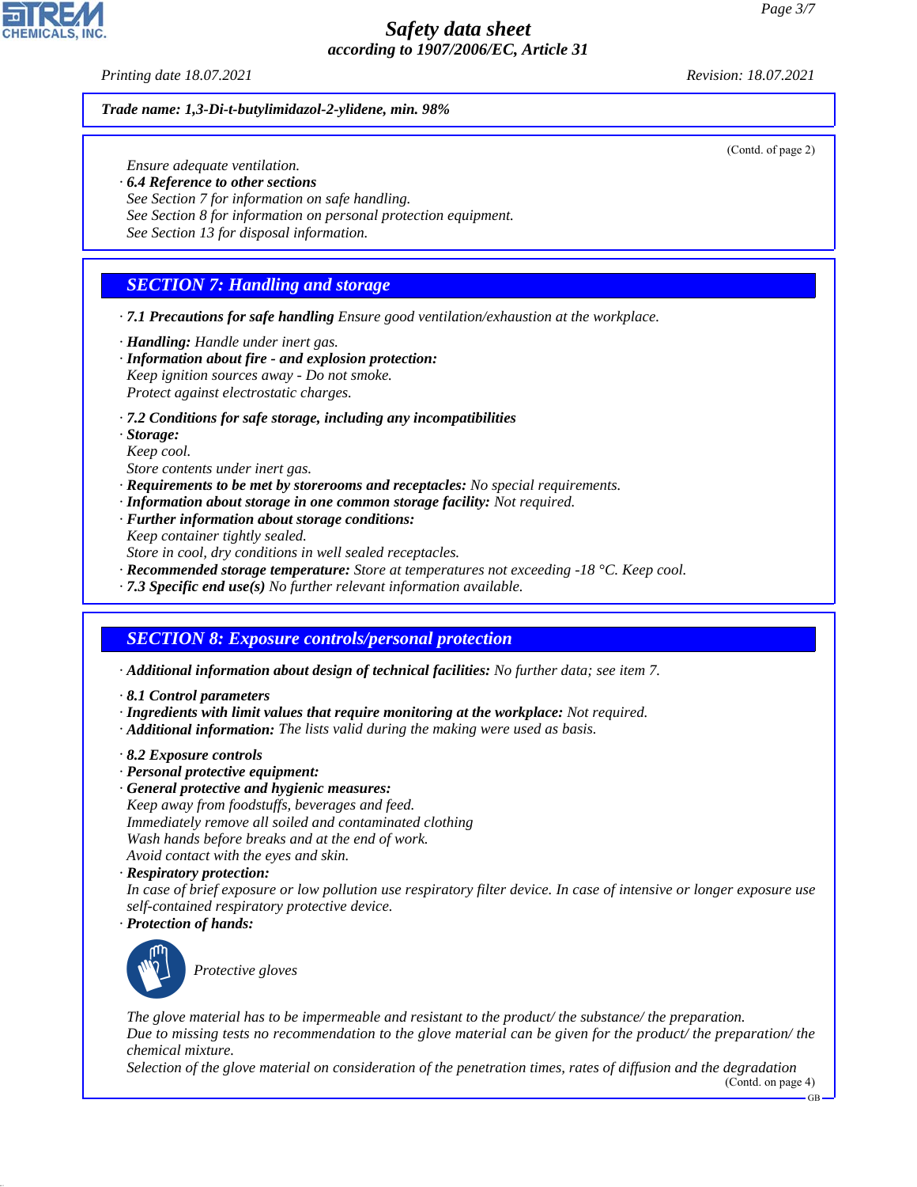**Trade name: 1,3-Di-t-butylimidazol-2-ylidene, min. 98%**

(Contd. of page 2)

Ensure adequate ventilation.

· **6.4 Reference to other sections**
See Section 7 for information on safe handling.
See Section 8 for information on personal protection equipment.
See Section 13 for disposal information.

## SECTION 7: Handling and storage

· **7.1 Precautions for safe handling** Ensure good ventilation/exhaustion at the workplace.

· **Handling:** Handle under inert gas.
· **Information about fire - and explosion protection:**
Keep ignition sources away - Do not smoke.
Protect against electrostatic charges.

· **7.2 Conditions for safe storage, including any incompatibilities**
· **Storage:**
Keep cool.
Store contents under inert gas.
· **Requirements to be met by storerooms and receptacles:** No special requirements.
· **Information about storage in one common storage facility:** Not required.
· **Further information about storage conditions:**
Keep container tightly sealed.
Store in cool, dry conditions in well sealed receptacles.
· **Recommended storage temperature:** Store at temperatures not exceeding -18 °C. Keep cool.
· **7.3 Specific end use(s)** No further relevant information available.

## SECTION 8: Exposure controls/personal protection

· **Additional information about design of technical facilities:** No further data; see item 7.

· **8.1 Control parameters**
· **Ingredients with limit values that require monitoring at the workplace:** Not required.
· **Additional information:** The lists valid during the making were used as basis.

· **8.2 Exposure controls**
· **Personal protective equipment:**
· **General protective and hygienic measures:**
Keep away from foodstuffs, beverages and feed.
Immediately remove all soiled and contaminated clothing
Wash hands before breaks and at the end of work.
Avoid contact with the eyes and skin.
· **Respiratory protection:**
In case of brief exposure or low pollution use respiratory filter device. In case of intensive or longer exposure use self-contained respiratory protective device.
· **Protection of hands:**

Protective gloves

The glove material has to be impermeable and resistant to the product/ the substance/ the preparation.
Due to missing tests no recommendation to the glove material can be given for the product/ the preparation/ the chemical mixture.
Selection of the glove material on consideration of the penetration times, rates of diffusion and the degradation

(Contd. on page 4)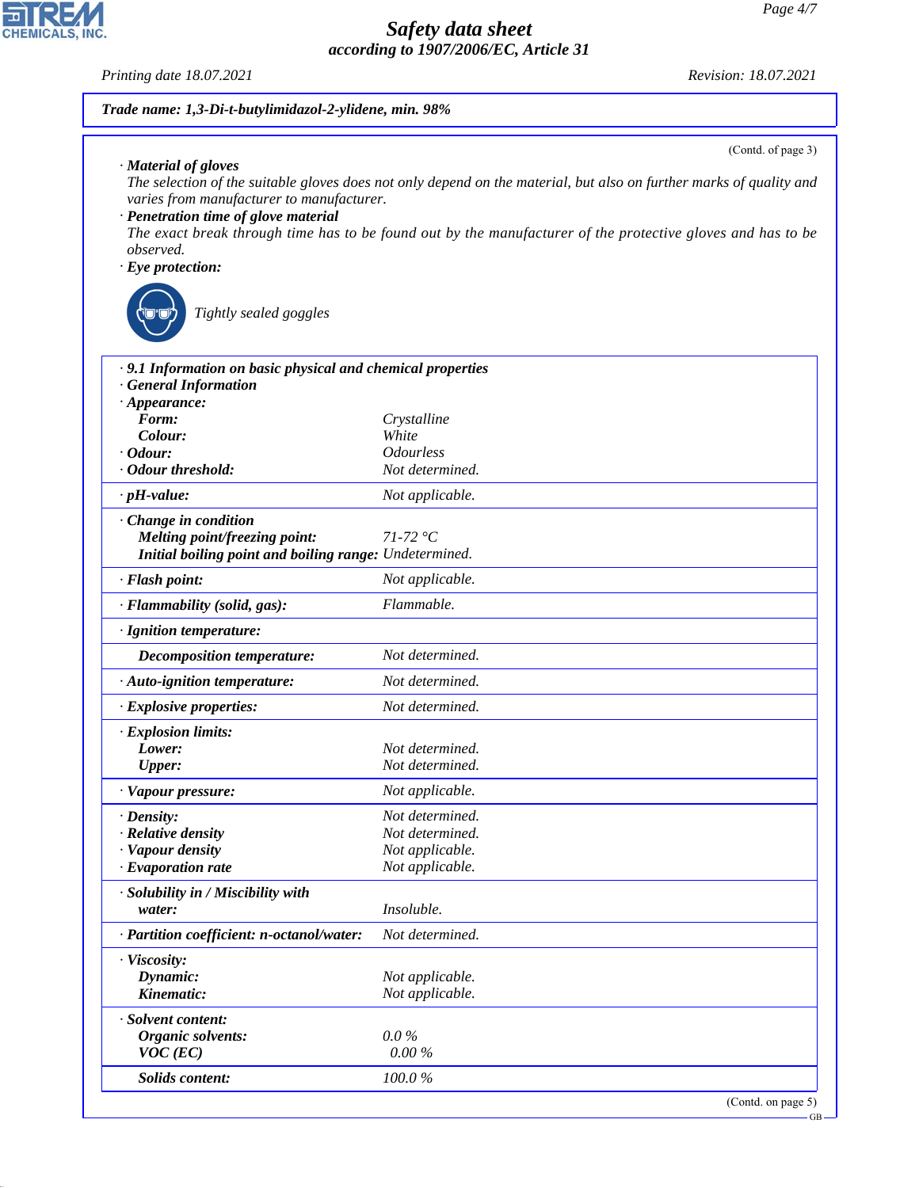**Trade name: 1,3-Di-t-butylimidazol-2-ylidene, min. 98%**

(Contd. of page 3)

· **Material of gloves**
The selection of the suitable gloves does not only depend on the material, but also on further marks of quality and varies from manufacturer to manufacturer.

· **Penetration time of glove material**
The exact break through time has to be found out by the manufacturer of the protective gloves and has to be observed.

· **Eye protection:**

Tightly sealed goggles

| | |
|---|---|
| · **9.1 Information on basic physical and chemical properties** | |
| · **General Information** | |
| · **Appearance:** | |
| **Form:** | Crystalline |
| **Colour:** | White |
| · **Odour:** | Odourless |
| · **Odour threshold:** | Not determined. |
| · **pH-value:** | Not applicable. |
| · **Change in condition** | |
| **Melting point/freezing point:** | 71-72 °C |
| **Initial boiling point and boiling range:** | Undetermined. |
| · **Flash point:** | Not applicable. |
| · **Flammability (solid, gas):** | Flammable. |
| · **Ignition temperature:** | |
| **Decomposition temperature:** | Not determined. |
| · **Auto-ignition temperature:** | Not determined. |
| · **Explosive properties:** | Not determined. |
| · **Explosion limits:** | |
| **Lower:** | Not determined. |
| **Upper:** | Not determined. |
| · **Vapour pressure:** | Not applicable. |
| · **Density:** | Not determined. |
| · **Relative density** | Not determined. |
| · **Vapour density** | Not applicable. |
| · **Evaporation rate** | Not applicable. |
| · **Solubility in / Miscibility with** | |
| **water:** | Insoluble. |
| · **Partition coefficient: n-octanol/water:** | Not determined. |
| · **Viscosity:** | |
| **Dynamic:** | Not applicable. |
| **Kinematic:** | Not applicable. |
| · **Solvent content:** | |
| **Organic solvents:** | 0.0 % |
| **VOC (EC)** | 0.00 % |
| **Solids content:** | 100.0 % |

(Contd. on page 5)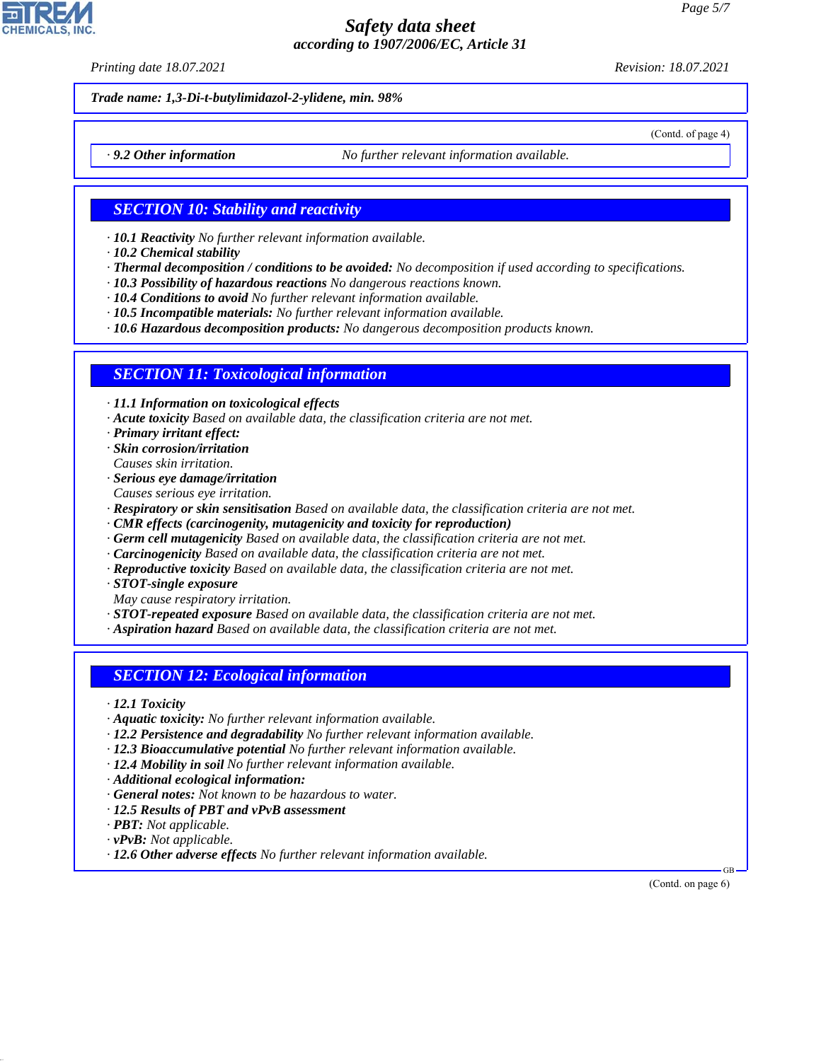Trade name: 1,3-Di-t-butylimidazol-2-ylidene, min. 98%

(Contd. of page 4)

· **9.2 Other information** No further relevant information available.

## SECTION 10: Stability and reactivity

· **10.1 Reactivity** No further relevant information available.
· **10.2 Chemical stability**
· **Thermal decomposition / conditions to be avoided:** No decomposition if used according to specifications.
· **10.3 Possibility of hazardous reactions** No dangerous reactions known.
· **10.4 Conditions to avoid** No further relevant information available.
· **10.5 Incompatible materials:** No further relevant information available.
· **10.6 Hazardous decomposition products:** No dangerous decomposition products known.

## SECTION 11: Toxicological information

· **11.1 Information on toxicological effects**
· **Acute toxicity** Based on available data, the classification criteria are not met.
· **Primary irritant effect:**
· **Skin corrosion/irritation**
Causes skin irritation.
· **Serious eye damage/irritation**
Causes serious eye irritation.
· **Respiratory or skin sensitisation** Based on available data, the classification criteria are not met.
· **CMR effects (carcinogenity, mutagenicity and toxicity for reproduction)**
· **Germ cell mutagenicity** Based on available data, the classification criteria are not met.
· **Carcinogenicity** Based on available data, the classification criteria are not met.
· **Reproductive toxicity** Based on available data, the classification criteria are not met.
· **STOT-single exposure**
May cause respiratory irritation.
· **STOT-repeated exposure** Based on available data, the classification criteria are not met.
· **Aspiration hazard** Based on available data, the classification criteria are not met.

## SECTION 12: Ecological information

· **12.1 Toxicity**
· **Aquatic toxicity:** No further relevant information available.
· **12.2 Persistence and degradability** No further relevant information available.
· **12.3 Bioaccumulative potential** No further relevant information available.
· **12.4 Mobility in soil** No further relevant information available.
· **Additional ecological information:**
· **General notes:** Not known to be hazardous to water.
· **12.5 Results of PBT and vPvB assessment**
· **PBT:** Not applicable.
· **vPvB:** Not applicable.
· **12.6 Other adverse effects** No further relevant information available.

(Contd. on page 6)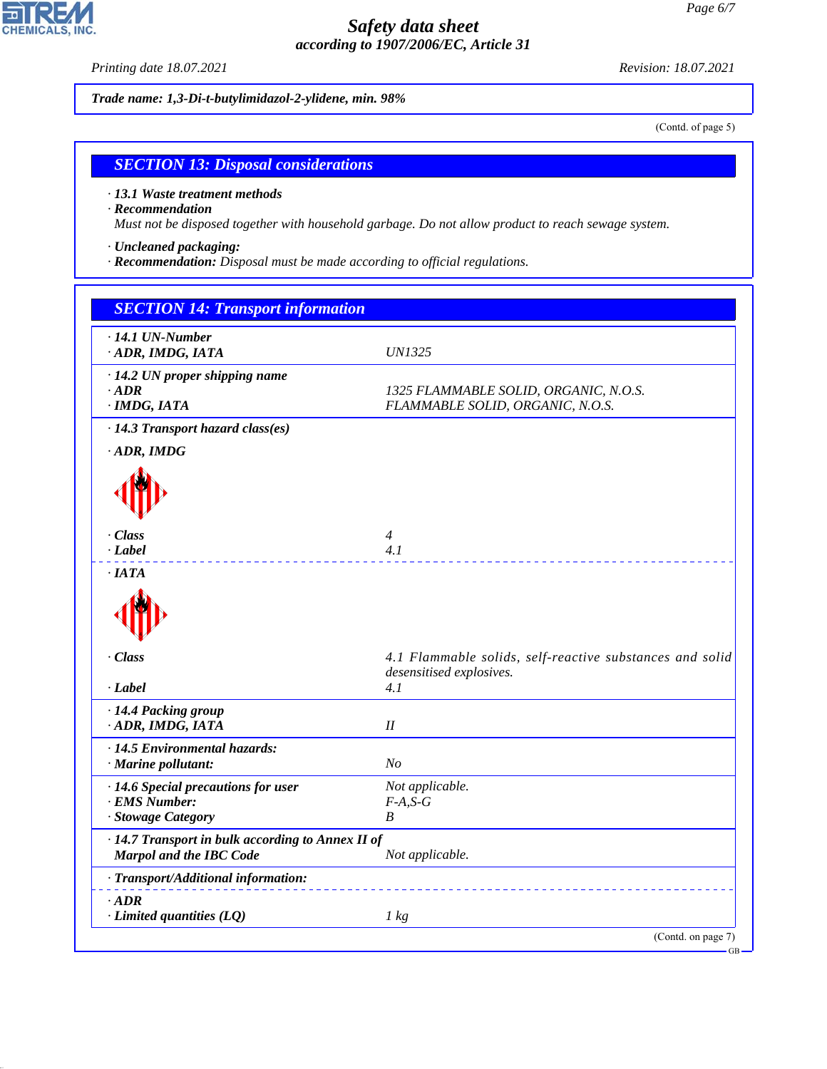Trade name: 1,3-Di-t-butylimidazol-2-ylidene, min. 98%

(Contd. of page 5)

## SECTION 13: Disposal considerations

· **13.1 Waste treatment methods**
· **Recommendation**
*Must not be disposed together with household garbage. Do not allow product to reach sewage system.*

· **Uncleaned packaging:**
· **Recommendation:** *Disposal must be made according to official regulations.*

## SECTION 14: Transport information

| | |
|---|---|
| · **14.1 UN-Number** | |
| · **ADR, IMDG, IATA** | UN1325 |
| · **14.2 UN proper shipping name** | |
| · **ADR** | 1325 FLAMMABLE SOLID, ORGANIC, N.O.S. |
| · **IMDG, IATA** | FLAMMABLE SOLID, ORGANIC, N.O.S. |
| · **14.3 Transport hazard class(es)** | |
| · **ADR, IMDG** | |
| · **Class** | 4 |
| · **Label** | 4.1 |
| · **IATA** | |
| · **Class** | 4.1 Flammable solids, self-reactive substances and solid desensitised explosives. |
| · **Label** | 4.1 |
| · **14.4 Packing group** | |
| · **ADR, IMDG, IATA** | II |
| · **14.5 Environmental hazards:** | |
| · **Marine pollutant:** | No |
| · **14.6 Special precautions for user** | Not applicable. |
| · **EMS Number:** | F-A,S-G |
| · **Stowage Category** | B |
| · **14.7 Transport in bulk according to Annex II of Marpol and the IBC Code** | Not applicable. |
| · **Transport/Additional information:** | |
| · **ADR** | |
| · **Limited quantities (LQ)** | 1 kg |

(Contd. on page 7)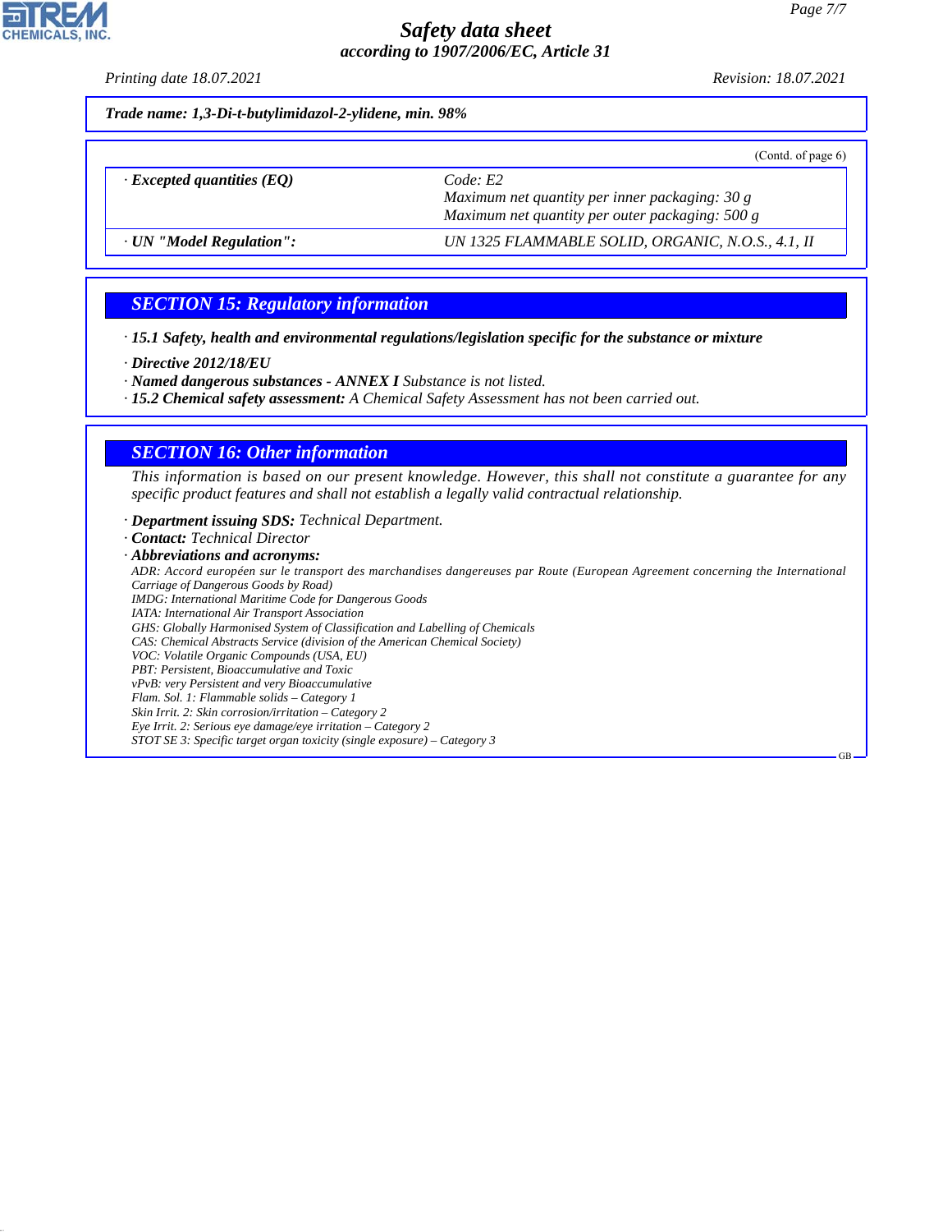**Trade name: 1,3-Di-t-butylimidazol-2-ylidene, min. 98%**

(Contd. of page 6)

| | |
|---|---|
| · **Excepted quantities (EQ)** | Code: E2<br>Maximum net quantity per inner packaging: 30 g<br>Maximum net quantity per outer packaging: 500 g |
| · **UN "Model Regulation":** | UN 1325 FLAMMABLE SOLID, ORGANIC, N.O.S., 4.1, II |

## SECTION 15: Regulatory information

· **15.1 Safety, health and environmental regulations/legislation specific for the substance or mixture**

· **Directive 2012/18/EU**

· **Named dangerous substances - ANNEX I** Substance is not listed.

· **15.2 Chemical safety assessment:** A Chemical Safety Assessment has not been carried out.

## SECTION 16: Other information

This information is based on our present knowledge. However, this shall not constitute a guarantee for any specific product features and shall not establish a legally valid contractual relationship.

· **Department issuing SDS:** Technical Department.

· **Contact:** Technical Director

· **Abbreviations and acronyms:**

ADR: Accord européen sur le transport des marchandises dangereuses par Route (European Agreement concerning the International Carriage of Dangerous Goods by Road)
IMDG: International Maritime Code for Dangerous Goods
IATA: International Air Transport Association
GHS: Globally Harmonised System of Classification and Labelling of Chemicals
CAS: Chemical Abstracts Service (division of the American Chemical Society)
VOC: Volatile Organic Compounds (USA, EU)
PBT: Persistent, Bioaccumulative and Toxic
vPvB: very Persistent and very Bioaccumulative
Flam. Sol. 1: Flammable solids – Category 1
Skin Irrit. 2: Skin corrosion/irritation – Category 2
Eye Irrit. 2: Serious eye damage/eye irritation – Category 2
STOT SE 3: Specific target organ toxicity (single exposure) – Category 3